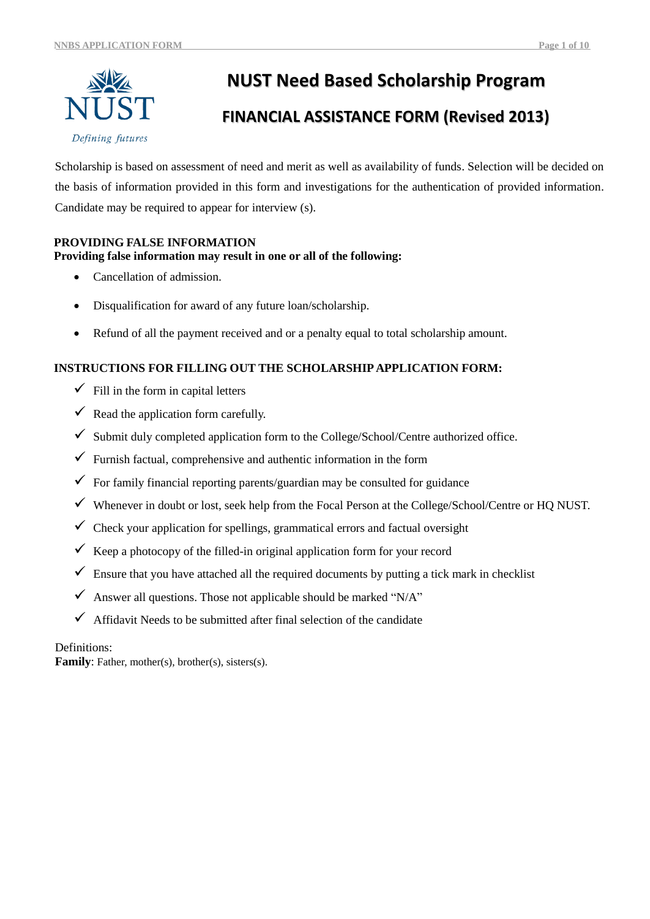# NUST Need Based Scholarship Program

## FINANCIAL ASSISTANCE FORM (Revised 2013)

Scholarship is based on assessment of need and merit as well as availability of funds. Selection will be decided on the basis of information provided in this form and investigations for the authentication of provided information. Candidate may be required to appear for interview (s).

**PROVIDING FALSE INFORMATION**
**Providing false information may result in one or all of the following:**

- Cancellation of admission.
- Disqualification for award of any future loan/scholarship.
- Refund of all the payment received and or a penalty equal to total scholarship amount.

**INSTRUCTIONS FOR FILLING OUT THE SCHOLARSHIP APPLICATION FORM:**

- ✓ Fill in the form in capital letters
- ✓ Read the application form carefully.
- ✓ Submit duly completed application form to the College/School/Centre authorized office.
- ✓ Furnish factual, comprehensive and authentic information in the form
- ✓ For family financial reporting parents/guardian may be consulted for guidance
- ✓ Whenever in doubt or lost, seek help from the Focal Person at the College/School/Centre or HQ NUST.
- ✓ Check your application for spellings, grammatical errors and factual oversight
- ✓ Keep a photocopy of the filled-in original application form for your record
- ✓ Ensure that you have attached all the required documents by putting a tick mark in checklist
- ✓ Answer all questions. Those not applicable should be marked "N/A"
- ✓ Affidavit Needs to be submitted after final selection of the candidate

Definitions:
**Family**: Father, mother(s), brother(s), sisters(s).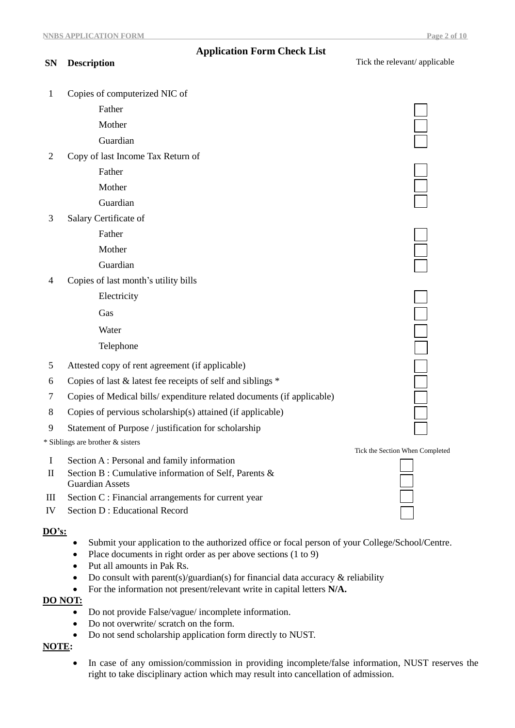## Application Form Check List

| SN | Description | Tick the relevant/ applicable |
|---|---|---|
| 1 | Copies of computerized NIC of | |
| | Father | ☐ |
| | Mother | ☐ |
| | Guardian | ☐ |
| 2 | Copy of last Income Tax Return of | |
| | Father | ☐ |
| | Mother | ☐ |
| | Guardian | ☐ |
| 3 | Salary Certificate of | |
| | Father | ☐ |
| | Mother | ☐ |
| | Guardian | ☐ |
| 4 | Copies of last month's utility bills | |
| | Electricity | ☐ |
| | Gas | ☐ |
| | Water | ☐ |
| | Telephone | ☐ |
| 5 | Attested copy of rent agreement (if applicable) | ☐ |
| 6 | Copies of last & latest fee receipts of self and siblings * | ☐ |
| 7 | Copies of Medical bills/ expenditure related documents (if applicable) | ☐ |
| 8 | Copies of pervious scholarship(s) attained (if applicable) | ☐ |
| 9 | Statement of Purpose / justification for scholarship | ☐ |

* Siblings are brother & sisters

| | | Tick the Section When Completed |
|---|---|---|
| I | Section A : Personal and family information | ☐ |
| II | Section B : Cumulative information of Self, Parents & Guardian Assets | ☐ |
| III | Section C : Financial arrangements for current year | ☐ |
| IV | Section D : Educational Record | ☐ |

**DO's:**

- Submit your application to the authorized office or focal person of your College/School/Centre.
- Place documents in right order as per above sections (1 to 9)
- Put all amounts in Pak Rs.
- Do consult with parent(s)/guardian(s) for financial data accuracy & reliability
- For the information not present/relevant write in capital letters **N/A.**

**DO NOT:**

- Do not provide False/vague/ incomplete information.
- Do not overwrite/ scratch on the form.
- Do not send scholarship application form directly to NUST.

**NOTE:**

- In case of any omission/commission in providing incomplete/false information, NUST reserves the right to take disciplinary action which may result into cancellation of admission.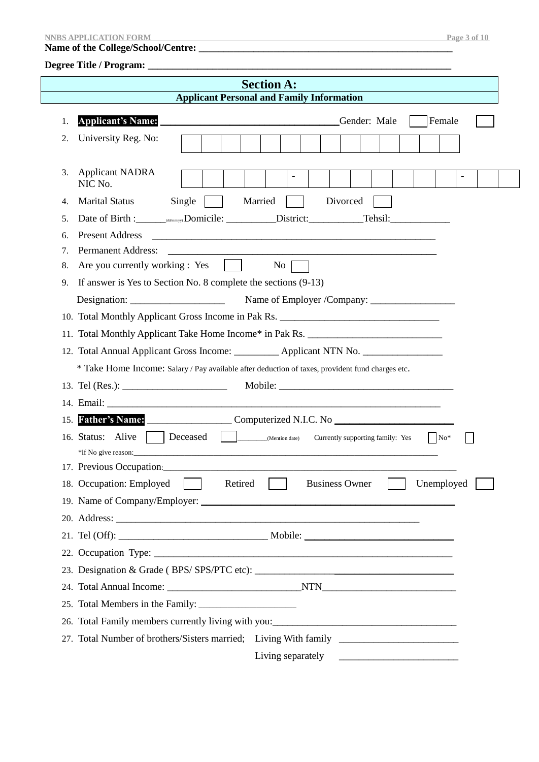**Name of the College/School/Centre: ____________________________________________________**

**Degree Title / Program: ____________________________________________________________**

## Section A:
### Applicant Personal and Family Information

1. **Applicant's Name:** ___________________________________ Gender: Male ☐ Female ☐
2. University Reg. No: ☐☐☐☐☐☐☐☐☐☐☐☐☐☐
3. Applicant NADRA NIC No. ☐☐☐☐☐ - ☐☐☐☐☐☐☐ - ☐☐
4. Marital Status Single ☐ Married ☐ Divorced ☐
5. Date of Birth :______(dd/mm/yy) Domicile: __________District:___________Tehsil:____________
6. Present Address ____________________________________________________________
7. Permanent Address: ________________________________________________________
8. Are you currently working : Yes ☐ No ☐
9. If answer is Yes to Section No. 8 complete the sections (9-13)

   Designation: ___________________ Name of Employer /Company: _________________
10. Total Monthly Applicant Gross Income in Pak Rs. ________________________________
11. Total Monthly Applicant Take Home Income* in Pak Rs. ___________________________
12. Total Annual Applicant Gross Income: _________ Applicant NTN No. ________________

    * Take Home Income: Salary / Pay available after deduction of taxes, provident fund charges etc.
13. Tel (Res.): _____________________ Mobile: ____________________________________
14. Email: ______________________________________________________________________
15. **Father's Name:** _________________ Computerized N.I.C. No ________________________
16. Status: Alive ☐ Deceased ☐ ________(Mention date) Currently supporting family: Yes ☐ No* ☐

    *if No give reason:_____________________________________________________________
17. Previous Occupation:_________________________________________________________
18. Occupation: Employed ☐ Retired ☐ Business Owner ☐ Unemployed ☐
19. Name of Company/Employer: ___________________________________________________
20. Address: ______________________________________________________________
21. Tel (Off): ______________________________ Mobile: _______________________________
22. Occupation Type: _________________________________________________________
23. Designation & Grade ( BPS/ SPS/PTC etc): ________________________________________
24. Total Annual Income: __________________________NTN___________________________
25. Total Members in the Family: ____________________
26. Total Family members currently living with you:______________________________________
27. Total Number of brothers/Sisters married; Living With family ________________________

    Living separately ________________________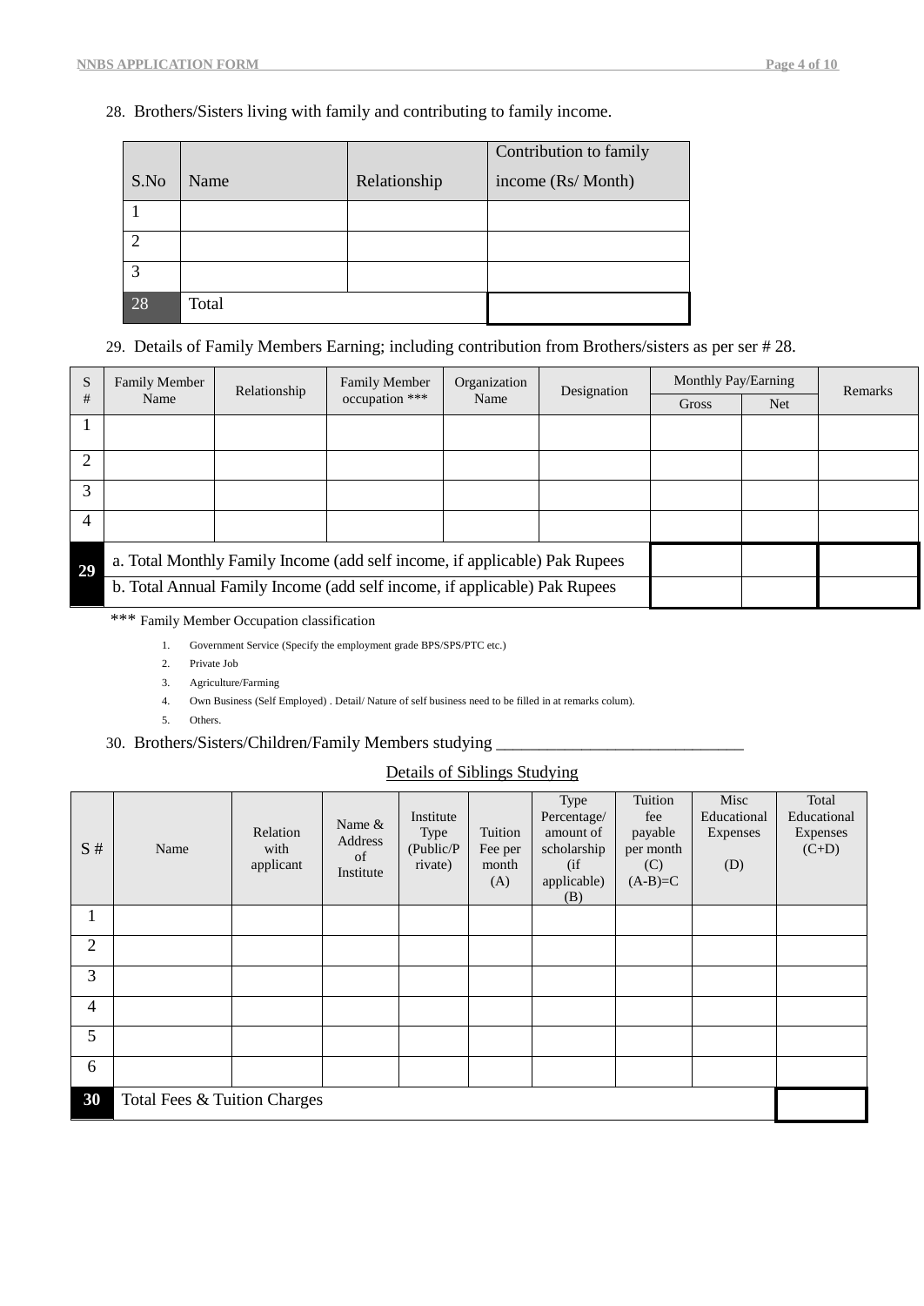28. Brothers/Sisters living with family and contributing to family income.

| S.No | Name | Relationship | Contribution to family income (Rs/ Month) |
|---|---|---|---|
| 1 | | | |
| 2 | | | |
| 3 | | | |
| 28 | Total | | |

29. Details of Family Members Earning; including contribution from Brothers/sisters as per ser # 28.

| S # | Family Member Name | Relationship | Family Member occupation *** | Organization Name | Designation | Monthly Pay/Earning | | Remarks |
|---|---|---|---|---|---|---|---|---|
| | | | | | | Gross | Net | |
| 1 | | | | | | | | |
| 2 | | | | | | | | |
| 3 | | | | | | | | |
| 4 | | | | | | | | |
| 29 | a. Total Monthly Family Income (add self income, if applicable) Pak Rupees | | | | | | | |
| | b. Total Annual Family Income (add self income, if applicable) Pak Rupees | | | | | | | |

*** Family Member Occupation classification

1. Government Service (Specify the employment grade BPS/SPS/PTC etc.)
2. Private Job
3. Agriculture/Farming
4. Own Business (Self Employed) . Detail/ Nature of self business need to be filled in at remarks colum).
5. Others.

30. Brothers/Sisters/Children/Family Members studying ______________________________

Details of Siblings Studying

| S # | Name | Relation with applicant | Name & Address of Institute | Institute Type (Public/Private) | Tuition Fee per month (A) | Type Percentage/ amount of scholarship (if applicable) (B) | Tuition fee payable per month (C) (A-B)=C | Misc Educational Expenses (D) | Total Educational Expenses (C+D) |
|---|---|---|---|---|---|---|---|---|---|
| 1 | | | | | | | | | |
| 2 | | | | | | | | | |
| 3 | | | | | | | | | |
| 4 | | | | | | | | | |
| 5 | | | | | | | | | |
| 6 | | | | | | | | | |
| 30 | Total Fees & Tuition Charges | | | | | | | | |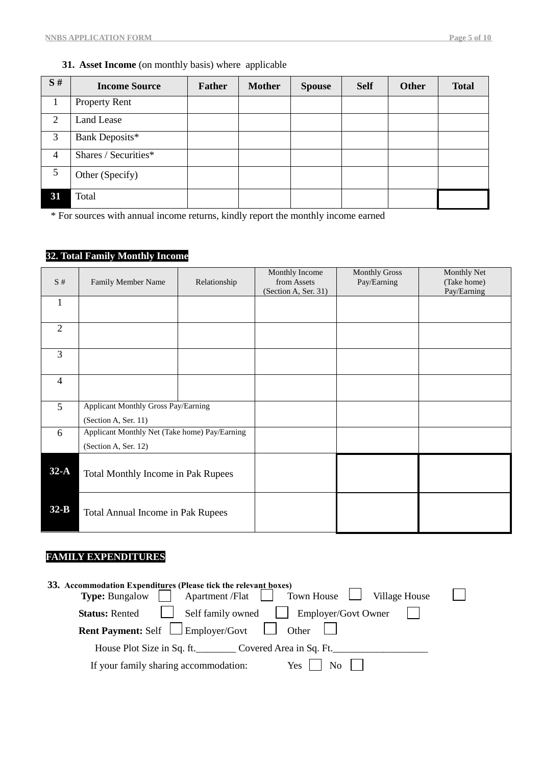**31. Asset Income** (on monthly basis) where applicable

| S # | Income Source | Father | Mother | Spouse | Self | Other | Total |
|---|---|---|---|---|---|---|---|
| 1 | Property Rent | | | | | | |
| 2 | Land Lease | | | | | | |
| 3 | Bank Deposits* | | | | | | |
| 4 | Shares / Securities* | | | | | | |
| 5 | Other (Specify) | | | | | | |
| 31 | Total | | | | | | |

\* For sources with annual income returns, kindly report the monthly income earned

**32. Total Family Monthly Income**

| S # | Family Member Name | Relationship | Monthly Income from Assets (Section A, Ser. 31) | Monthly Gross Pay/Earning | Monthly Net (Take home) Pay/Earning |
|---|---|---|---|---|---|
| 1 | | | | | |
| 2 | | | | | |
| 3 | | | | | |
| 4 | | | | | |
| 5 | Applicant Monthly Gross Pay/Earning (Section A, Ser. 11) | | | | |
| 6 | Applicant Monthly Net (Take home) Pay/Earning (Section A, Ser. 12) | | | | |
| 32-A | Total Monthly Income in Pak Rupees | | | | |
| 32-B | Total Annual Income in Pak Rupees | | | | |

**FAMILY EXPENDITURES**

**33. Accommodation Expenditures (Please tick the relevant boxes)**

**Type:** Bungalow ☐ Apartment /Flat ☐ Town House ☐ Village House ☐

**Status:** Rented ☐ Self family owned ☐ Employer/Govt Owner ☐

**Rent Payment:** Self ☐ Employer/Govt ☐ Other ☐

House Plot Size in Sq. ft.________ Covered Area in Sq. Ft.___________________

If your family sharing accommodation: Yes ☐ No ☐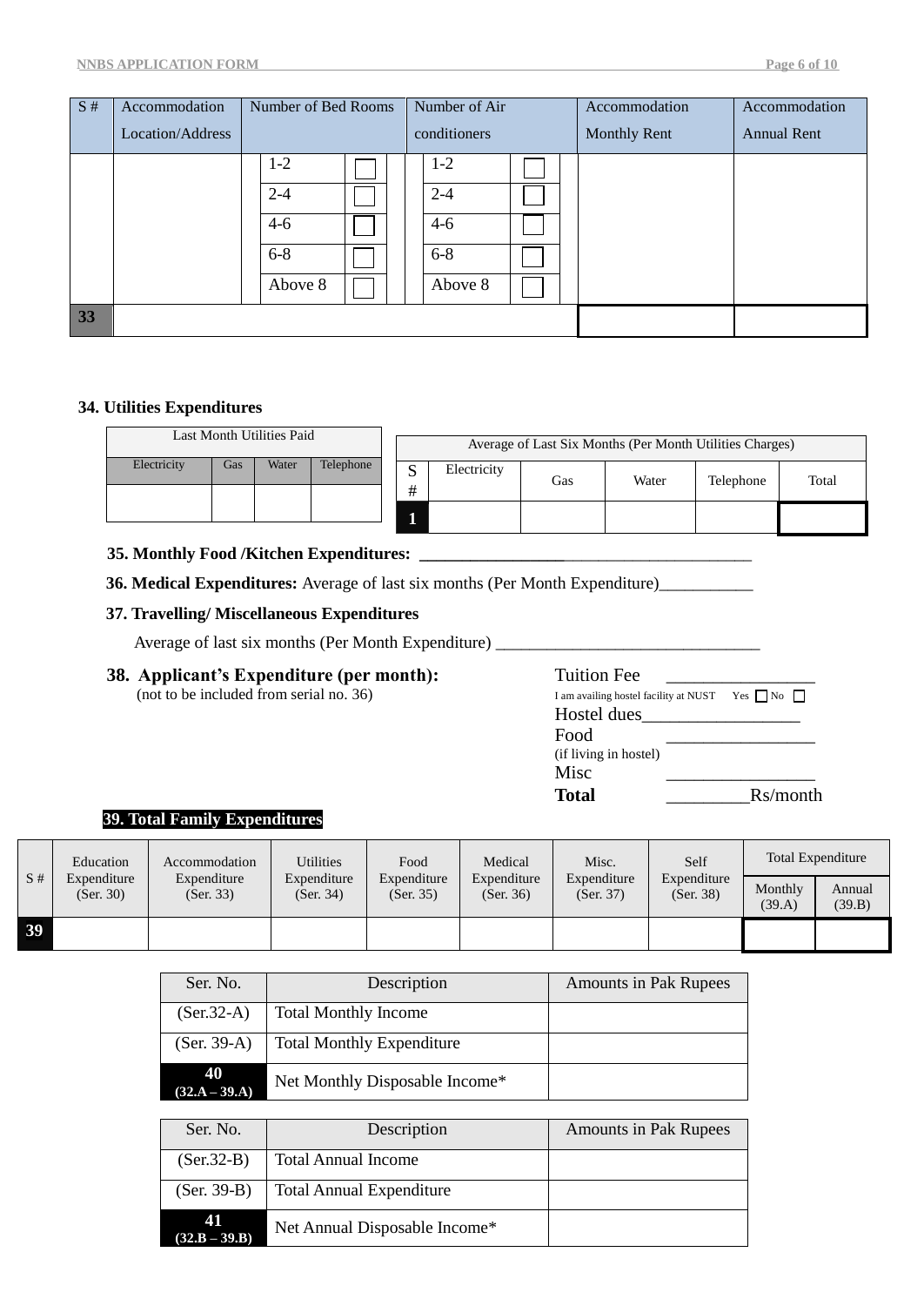| S # | Accommodation Location/Address | Number of Bed Rooms | Number of Air conditioners | Accommodation Monthly Rent | Accommodation Annual Rent |
|---|---|---|---|---|---|
| | | 1-2 ☐ | 1-2 ☐ | | |
| | | 2-4 ☐ | 2-4 ☐ | | |
| | | 4-6 ☐ | 4-6 ☐ | | |
| | | 6-8 ☐ | 6-8 ☐ | | |
| | | Above 8 ☐ | Above 8 ☐ | | |
| **33** | | | | | |

**34. Utilities Expenditures**

| Last Month Utilities Paid | | | |
|---|---|---|---|
| Electricity | Gas | Water | Telephone |
| | | | |

| Average of Last Six Months (Per Month Utilities Charges) | | | | | |
|---|---|---|---|---|---|
| S # | Electricity | Gas | Water | Telephone | Total |
| **1** | | | | | |

**35. Monthly Food /Kitchen Expenditures:** ________________________________________

**36. Medical Expenditures:** Average of last six months (Per Month Expenditure)___________

**37. Travelling/ Miscellaneous Expenditures**

Average of last six months (Per Month Expenditure) ______________________________

**38. Applicant's Expenditure (per month):**
(not to be included from serial no. 36)

Tuition Fee ________________

I am availing hostel facility at NUST Yes ☐ No ☐

Hostel dues_________________

Food ________________
(if living in hostel)

Misc ________________

**Total** _________Rs/month

**39. Total Family Expenditures**

| S # | Education Expenditure (Ser. 30) | Accommodation Expenditure (Ser. 33) | Utilities Expenditure (Ser. 34) | Food Expenditure (Ser. 35) | Medical Expenditure (Ser. 36) | Misc. Expenditure (Ser. 37) | Self Expenditure (Ser. 38) | Total Expenditure | |
|---|---|---|---|---|---|---|---|---|---|
| | | | | | | | | Monthly (39.A) | Annual (39.B) |
| **39** | | | | | | | | | |

| Ser. No. | Description | Amounts in Pak Rupees |
|---|---|---|
| (Ser.32-A) | Total Monthly Income | |
| (Ser. 39-A) | Total Monthly Expenditure | |
| **40** **(32.A – 39.A)** | Net Monthly Disposable Income* | |

| Ser. No. | Description | Amounts in Pak Rupees |
|---|---|---|
| (Ser.32-B) | Total Annual Income | |
| (Ser. 39-B) | Total Annual Expenditure | |
| **41** **(32.B – 39.B)** | Net Annual Disposable Income* | |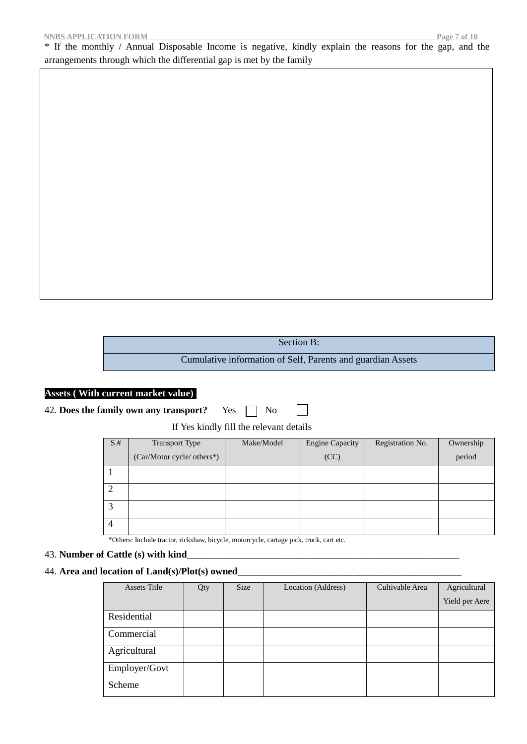* If the monthly / Annual Disposable Income is negative, kindly explain the reasons for the gap, and the arrangements through which the differential gap is met by the family

| Section B: |
|---|
| Cumulative information of Self, Parents and guardian Assets |

**Assets ( With current market value)**

42. **Does the family own any transport?** Yes ☐ No ☐

If Yes kindly fill the relevant details

| S.# | Transport Type (Car/Motor cycle/ others*) | Make/Model | Engine Capacity (CC) | Registration No. | Ownership period |
|---|---|---|---|---|---|
| 1 | | | | | |
| 2 | | | | | |
| 3 | | | | | |
| 4 | | | | | |

*Others: Include tractor, rickshaw, bicycle, motorcycle, cartage pick, truck, cart etc.

43. **Number of Cattle (s) with kind**____________________________________________________________

44. **Area and location of Land(s)/Plot(s) owned**_________________________________________________

| Assets Title | Qty | Size | Location (Address) | Cultivable Area | Agricultural Yield per Aere |
|---|---|---|---|---|---|
| Residential | | | | | |
| Commercial | | | | | |
| Agricultural | | | | | |
| Employer/Govt Scheme | | | | | |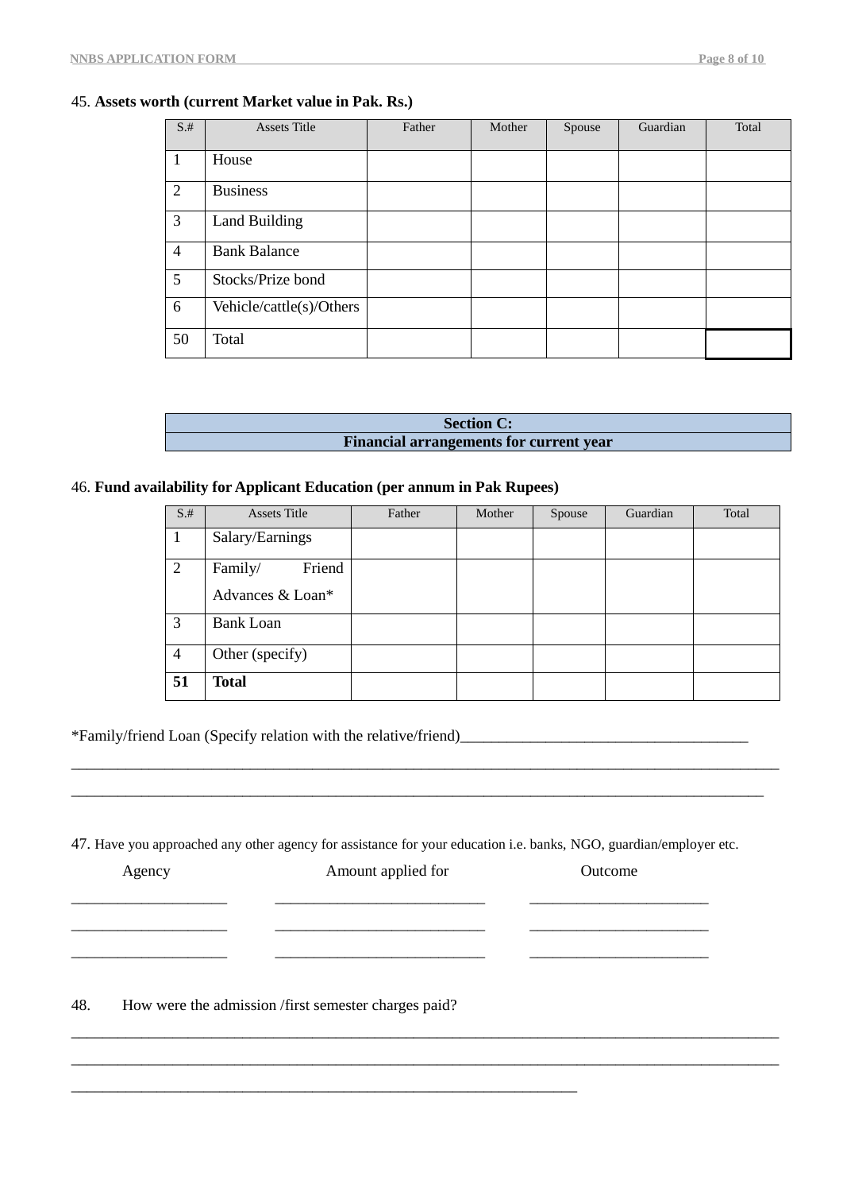45. **Assets worth (current Market value in Pak. Rs.)**

| S.# | Assets Title | Father | Mother | Spouse | Guardian | Total |
|---|---|---|---|---|---|---|
| 1 | House | | | | | |
| 2 | Business | | | | | |
| 3 | Land Building | | | | | |
| 4 | Bank Balance | | | | | |
| 5 | Stocks/Prize bond | | | | | |
| 6 | Vehicle/cattle(s)/Others | | | | | |
| 50 | Total | | | | | |

| Section C: |
|---|
| **Financial arrangements for current year** |

46. **Fund availability for Applicant Education (per annum in Pak Rupees)**

| S.# | Assets Title | Father | Mother | Spouse | Guardian | Total |
|---|---|---|---|---|---|---|
| 1 | Salary/Earnings | | | | | |
| 2 | Family/ Friend Advances & Loan* | | | | | |
| 3 | Bank Loan | | | | | |
| 4 | Other (specify) | | | | | |
| **51** | **Total** | | | | | |

*Family/friend Loan (Specify relation with the relative/friend)____________________________________

______________________________________________________________________________________

_____________________________________________________________________________________

47. Have you approached any other agency for assistance for your education i.e. banks, NGO, guardian/employer etc.

| Agency | Amount applied for | Outcome |
|---|---|---|
| ____________________ | ___________________________ | _______________________ |
| ____________________ | ___________________________ | _______________________ |
| ____________________ | ___________________________ | _______________________ |

48. How were the admission /first semester charges paid?

______________________________________________________________________________________

______________________________________________________________________________________

________________________________________________________________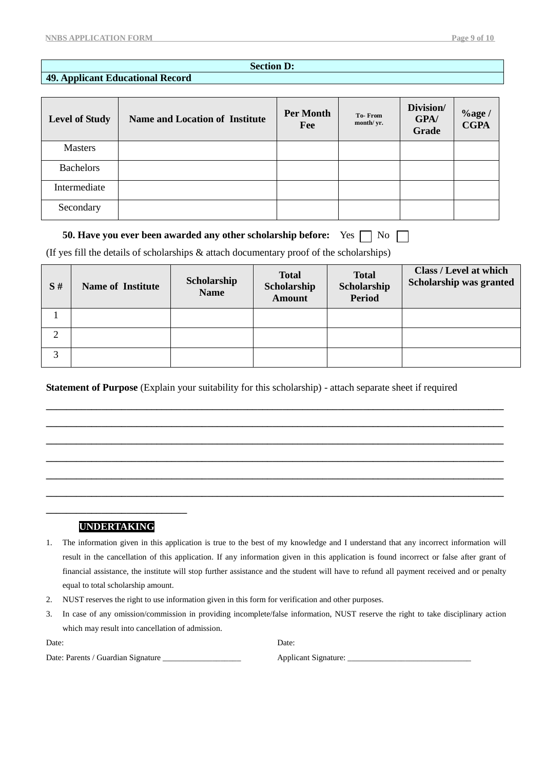## Section D:

### 49. Applicant Educational Record

| Level of Study | Name and Location of Institute | Per Month Fee | To- From month/ yr. | Division/ GPA/ Grade | %age / CGPA |
|---|---|---|---|---|---|
| Masters | | | | | |
| Bachelors | | | | | |
| Intermediate | | | | | |
| Secondary | | | | | |

**50. Have you ever been awarded any other scholarship before:** Yes ☐ No ☐

(If yes fill the details of scholarships & attach documentary proof of the scholarships)

| S # | Name of Institute | Scholarship Name | Total Scholarship Amount | Total Scholarship Period | Class / Level at which Scholarship was granted |
|---|---|---|---|---|---|
| 1 | | | | | |
| 2 | | | | | |
| 3 | | | | | |

**Statement of Purpose** (Explain your suitability for this scholarship) - attach separate sheet if required

______________________________________________________________________________

______________________________________________________________________________

______________________________________________________________________________

______________________________________________________________________________

______________________________________________________________________________

______________________________________________________________________________

__________________________

**UNDERTAKING**

1. The information given in this application is true to the best of my knowledge and I understand that any incorrect information will result in the cancellation of this application. If any information given in this application is found incorrect or false after grant of financial assistance, the institute will stop further assistance and the student will have to refund all payment received and or penalty equal to total scholarship amount.
2. NUST reserves the right to use information given in this form for verification and other purposes.
3. In case of any omission/commission in providing incomplete/false information, NUST reserve the right to take disciplinary action which may result into cancellation of admission.

Date: Date:

Date: Parents / Guardian Signature ___________________ Applicant Signature: ______________________________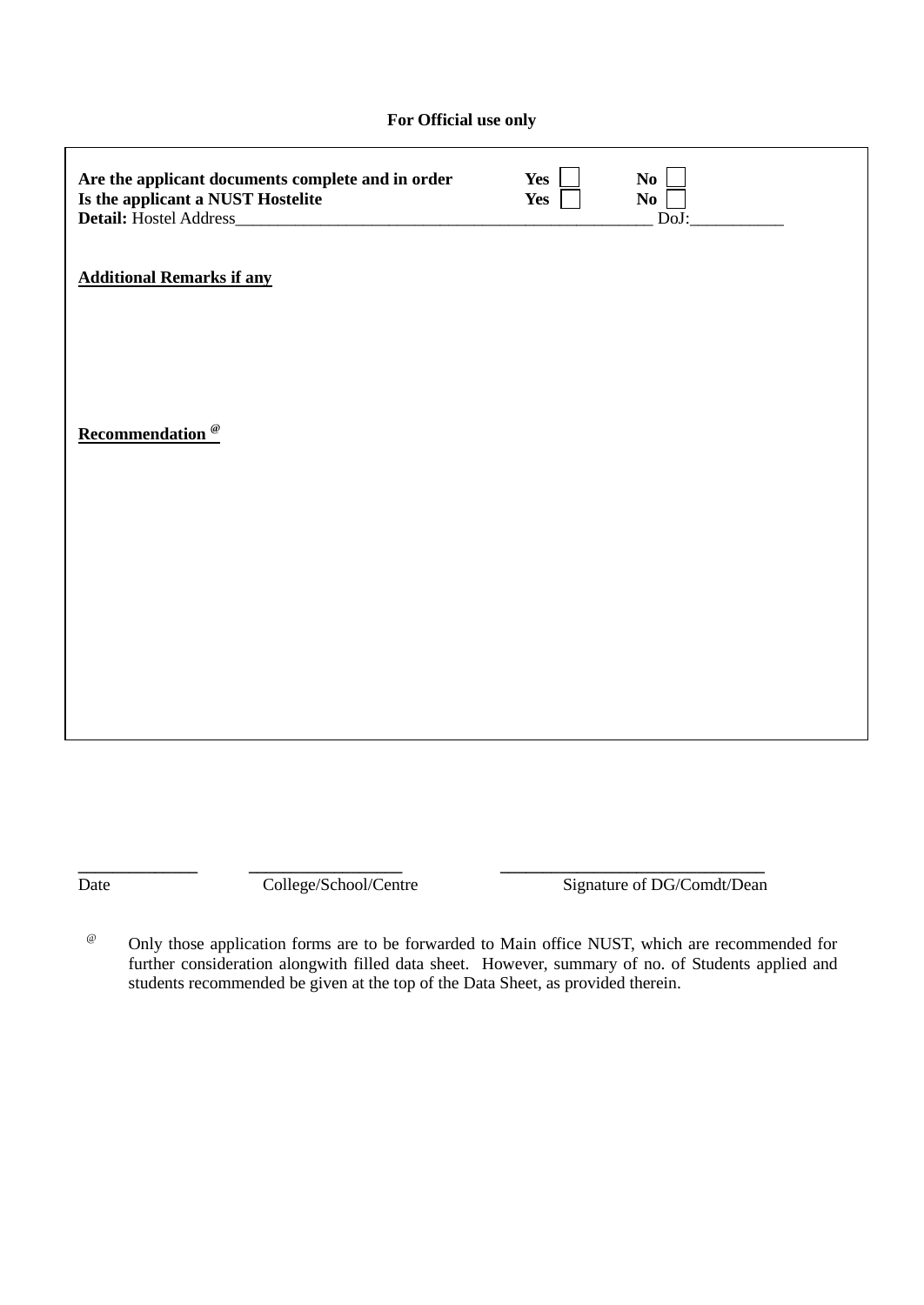**For Official use only**

**Are the applicant documents complete and in order** **Yes** ☐ **No** ☐
**Is the applicant a NUST Hostelite** **Yes** ☐ **No** ☐
**Detail:** Hostel Address_________________________________________________ DoJ:___________

**Additional Remarks if any**

**Recommendation** [@]

_____________ _________________ ______________________________
Date College/School/Centre Signature of DG/Comdt/Dean

[@] Only those application forms are to be forwarded to Main office NUST, which are recommended for further consideration alongwith filled data sheet. However, summary of no. of Students applied and students recommended be given at the top of the Data Sheet, as provided therein.